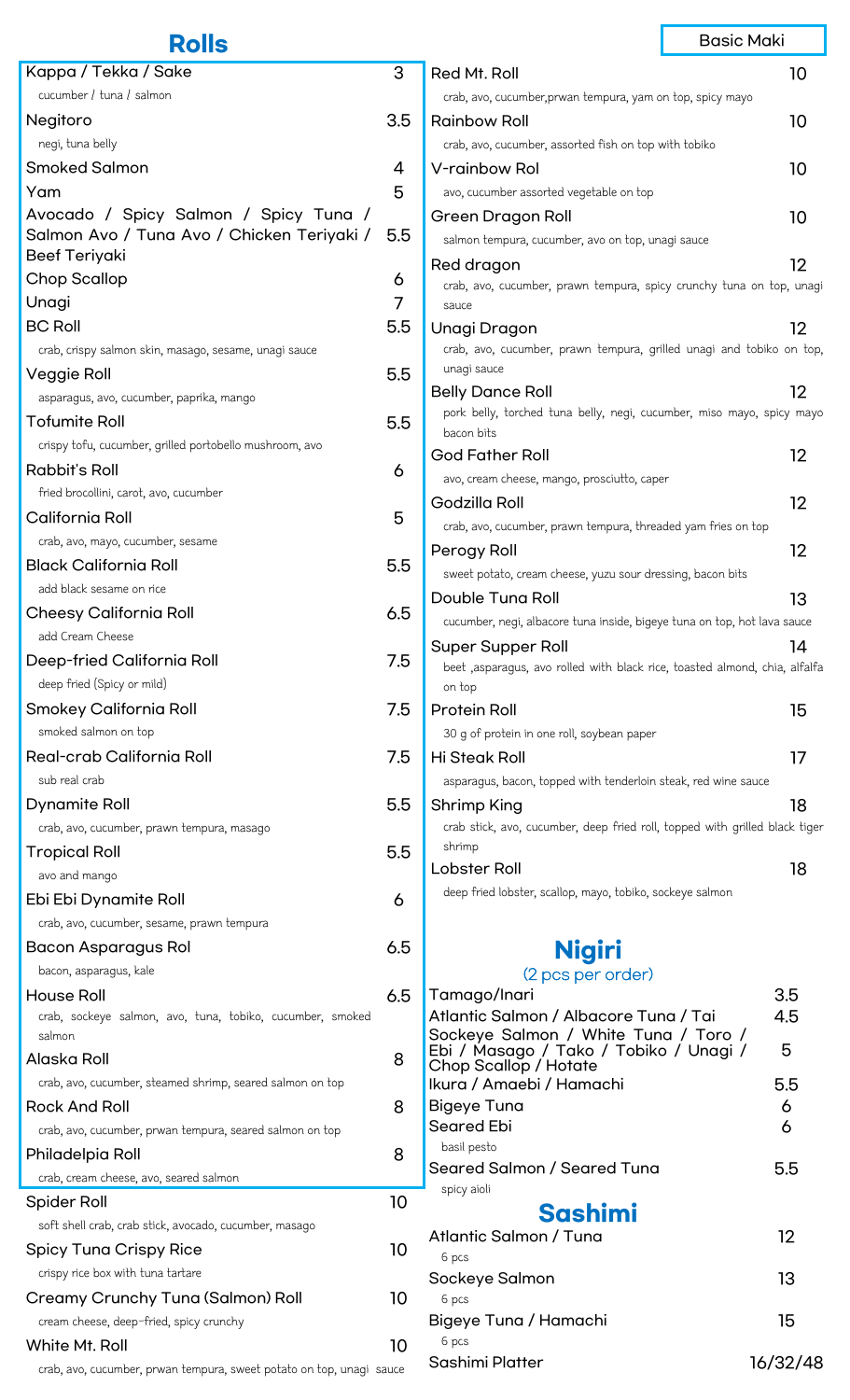# Rolls

**Basic Maki**

| Item | Price |
|---|---|
| Kappa / Tekka / Sake<br>cucumber / tuna / salmon | 3 |
| Negitoro<br>negi, tuna belly | 3.5 |
| Smoked Salmon | 4 |
| Yam | 5 |
| Avocado / Spicy Salmon / Spicy Tuna / Salmon Avo / Tuna Avo / Chicken Teriyaki / Beef Teriyaki | 5.5 |
| Chop Scallop | 6 |
| Unagi | 7 |
| BC Roll<br>crab, crispy salmon skin, masago, sesame, unagi sauce | 5.5 |
| Veggie Roll<br>asparagus, avo, cucumber, paprika, mango | 5.5 |
| Tofumite Roll<br>crispy tofu, cucumber, grilled portobello mushroom, avo | 5.5 |
| Rabbit's Roll<br>fried brocollini, carot, avo, cucumber | 6 |
| California Roll<br>crab, avo, mayo, cucumber, sesame | 5 |
| Black California Roll<br>add black sesame on rice | 5.5 |
| Cheesy California Roll<br>add Cream Cheese | 6.5 |
| Deep-fried California Roll<br>deep fried (Spicy or mild) | 7.5 |
| Smokey California Roll<br>smoked salmon on top | 7.5 |
| Real-crab California Roll<br>sub real crab | 7.5 |
| Dynamite Roll<br>crab, avo, cucumber, prawn tempura, masago | 5.5 |
| Tropical Roll<br>avo and mango | 5.5 |
| Ebi Ebi Dynamite Roll<br>crab, avo, cucumber, sesame, prawn tempura | 6 |
| Bacon Asparagus Rol<br>bacon, asparagus, kale | 6.5 |
| House Roll<br>crab, sockeye salmon, avo, tuna, tobiko, cucumber, smoked salmon | 6.5 |
| Alaska Roll<br>crab, avo, cucumber, steamed shrimp, seared salmon on top | 8 |
| Rock And Roll<br>crab, avo, cucumber, prwan tempura, seared salmon on top | 8 |
| Philadelpia Roll<br>crab, cream cheese, avo, seared salmon | 8 |
| Spider Roll<br>soft shell crab, crab stick, avocado, cucumber, masago | 10 |
| Spicy Tuna Crispy Rice<br>crispy rice box with tuna tartare | 10 |
| Creamy Crunchy Tuna (Salmon) Roll<br>cream cheese, deep-fried, spicy crunchy | 10 |
| White Mt. Roll<br>crab, avo, cucumber, prwan tempura, sweet potato on top, unagi sauce | 10 |
| Red Mt. Roll<br>crab, avo, cucumber,prwan tempura, yam on top, spicy mayo | 10 |
| Rainbow Roll<br>crab, avo, cucumber, assorted fish on top with tobiko | 10 |
| V-rainbow Rol<br>avo, cucumber assorted vegetable on top | 10 |
| Green Dragon Roll<br>salmon tempura, cucumber, avo on top, unagi sauce | 10 |
| Red dragon<br>crab, avo, cucumber, prawn tempura, spicy crunchy tuna on top, unagi sauce | 12 |
| Unagi Dragon<br>crab, avo, cucumber, prawn tempura, grilled unagi and tobiko on top, unagi sauce | 12 |
| Belly Dance Roll<br>pork belly, torched tuna belly, negi, cucumber, miso mayo, spicy mayo bacon bits | 12 |
| God Father Roll<br>avo, cream cheese, mango, prosciutto, caper | 12 |
| Godzilla Roll<br>crab, avo, cucumber, prawn tempura, threaded yam fries on top | 12 |
| Perogy Roll<br>sweet potato, cream cheese, yuzu sour dressing, bacon bits | 12 |
| Double Tuna Roll<br>cucumber, negi, albacore tuna inside, bigeye tuna on top, hot lava sauce | 13 |
| Super Supper Roll<br>beet ,asparagus, avo rolled with black rice, toasted almond, chia, alfalfa on top | 14 |
| Protein Roll<br>30 g of protein in one roll, soybean paper | 15 |
| Hi Steak Roll<br>asparagus, bacon, topped with tenderloin steak, red wine sauce | 17 |
| Shrimp King<br>crab stick, avo, cucumber, deep fried roll, topped with grilled black tiger shrimp | 18 |
| Lobster Roll<br>deep fried lobster, scallop, mayo, tobiko, sockeye salmon | 18 |

# Nigiri

(2 pcs per order)

| Item | Price |
|---|---|
| Tamago/Inari | 3.5 |
| Atlantic Salmon / Albacore Tuna / Tai | 4.5 |
| Sockeye Salmon / White Tuna / Toro / Ebi / Masago / Tako / Tobiko / Unagi / Chop Scallop / Hotate | 5 |
| Ikura / Amaebi / Hamachi | 5.5 |
| Bigeye Tuna | 6 |
| Seared Ebi<br>basil pesto | 6 |
| Seared Salmon / Seared Tuna<br>spicy aioli | 5.5 |

# Sashimi

| Item | Price |
|---|---|
| Atlantic Salmon / Tuna<br>6 pcs | 12 |
| Sockeye Salmon<br>6 pcs | 13 |
| Bigeye Tuna / Hamachi<br>6 pcs | 15 |
| Sashimi Platter | 16/32/48 |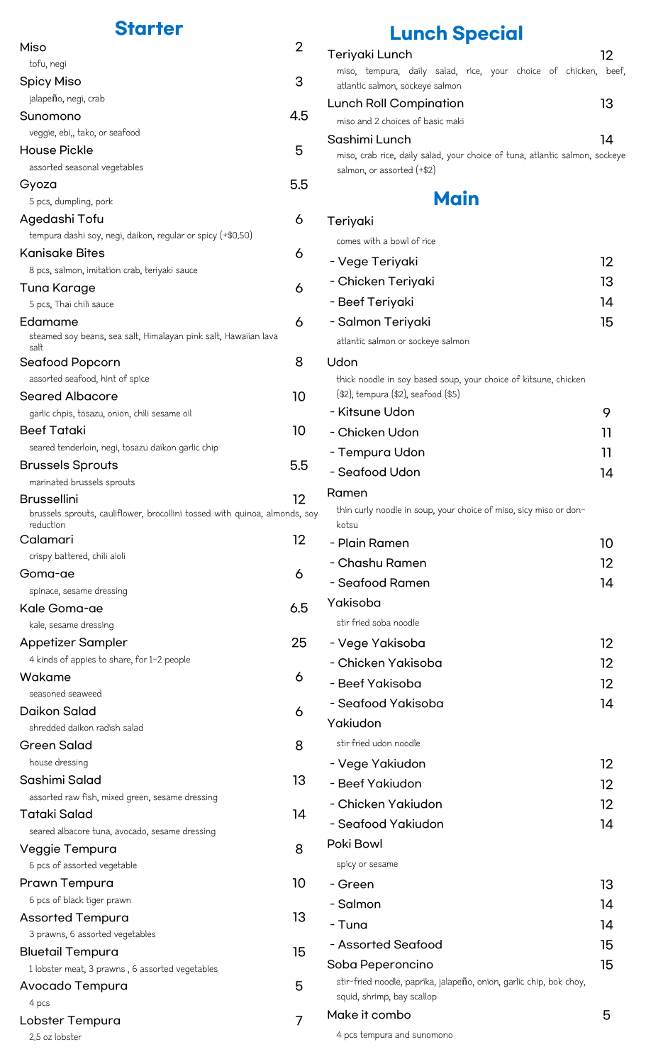## Starter

| | |
|---|---|
| Miso<br>tofu, negi | 2 |
| Spicy Miso<br>jalapeño, negi, crab | 3 |
| Sunomono<br>veggie, ebi,, tako, or seafood | 4.5 |
| House Pickle<br>assorted seasonal vegetables | 5 |
| Gyoza<br>5 pcs, dumpling, pork | 5.5 |
| Agedashi Tofu<br>tempura dashi soy, negi, daikon, regular or spicy (+$0.50) | 6 |
| Kanisake Bites<br>8 pcs, salmon, imitation crab, teriyaki sauce | 6 |
| Tuna Karage<br>5 pcs, Thai chili sauce | 6 |
| Edamame<br>steamed soy beans, sea salt, Himalayan pink salt, Hawaiian lava salt | 6 |
| Seafood Popcorn<br>assorted seafood, hint of spice | 8 |
| Seared Albacore<br>garlic chpis, tosazu, onion, chili sesame oil | 10 |
| Beef Tataki<br>seared tenderloin, negi, tosazu daikon garlic chip | 10 |
| Brussels Sprouts<br>marinated brussels sprouts | 5.5 |
| Brussellini<br>brussels sprouts, cauliflower, brocollini tossed with quinoa, almonds, soy reduction | 12 |
| Calamari<br>crispy battered, chili aioli | 12 |
| Goma-ae<br>spinace, sesame dressing | 6 |
| Kale Goma-ae<br>kale, sesame dressing | 6.5 |
| Appetizer Sampler<br>4 kinds of appies to share, for 1-2 people | 25 |
| Wakame<br>seasoned seaweed | 6 |
| Daikon Salad<br>shredded daikon radish salad | 6 |
| Green Salad<br>house dressing | 8 |
| Sashimi Salad<br>assorted raw fish, mixed green, sesame dressing | 13 |
| Tataki Salad<br>seared albacore tuna, avocado, sesame dressing | 14 |
| Veggie Tempura<br>6 pcs of assorted vegetable | 8 |
| Prawn Tempura<br>6 pcs of black tiger prawn | 10 |
| Assorted Tempura<br>3 prawns, 6 assorted vegetables | 13 |
| Bluetail Tempura<br>1 lobster meat, 3 prawns , 6 assorted vegetables | 15 |
| Avocado Tempura<br>4 pcs | 5 |
| Lobster Tempura<br>2.5 oz lobster | 7 |

## Lunch Special

| | |
|---|---|
| Teriyaki Lunch<br>miso, tempura, daily salad, rice, your choice of chicken, beef, atlantic salmon, sockeye salmon | 12 |
| Lunch Roll Compination<br>miso and 2 choices of basic maki | 13 |
| Sashimi Lunch<br>miso, crab rice, daily salad, your choice of tuna, atlantic salmon, sockeye salmon, or assorted (+$2) | 14 |

## Main

**Teriyaki**
comes with a bowl of rice

| | |
|---|---|
| - Vege Teriyaki | 12 |
| - Chicken Teriyaki | 13 |
| - Beef Teriyaki | 14 |
| - Salmon Teriyaki<br>atlantic salmon or sockeye salmon | 15 |

**Udon**
thick noodle in soy based soup, your choice of kitsune, chicken ($2), tempura ($2), seafood ($5)

| | |
|---|---|
| - Kitsune Udon | 9 |
| - Chicken Udon | 11 |
| - Tempura Udon | 11 |
| - Seafood Udon | 14 |

**Ramen**
thin curly noodle in soup, your choice of miso, sicy miso or don-kotsu

| | |
|---|---|
| - Plain Ramen | 10 |
| - Chashu Ramen | 12 |
| - Seafood Ramen | 14 |

**Yakisoba**
stir fried soba noodle

| | |
|---|---|
| - Vege Yakisoba | 12 |
| - Chicken Yakisoba | 12 |
| - Beef Yakisoba | 12 |
| - Seafood Yakisoba | 14 |

**Yakiudon**
stir fried udon noodle

| | |
|---|---|
| - Vege Yakiudon | 12 |
| - Beef Yakiudon | 12 |
| - Chicken Yakiudon | 12 |
| - Seafood Yakiudon | 14 |

**Poki Bowl**
spicy or sesame

| | |
|---|---|
| - Green | 13 |
| - Salmon | 14 |
| - Tuna | 14 |
| - Assorted Seafood | 15 |

| | |
|---|---|
| Soba Peperoncino<br>stir-fried noodle, paprika, jalapeño, onion, garlic chip, bok choy, squid, shrimp, bay scallop | 15 |
| Make it combo<br>4 pcs tempura and sunomono | 5 |